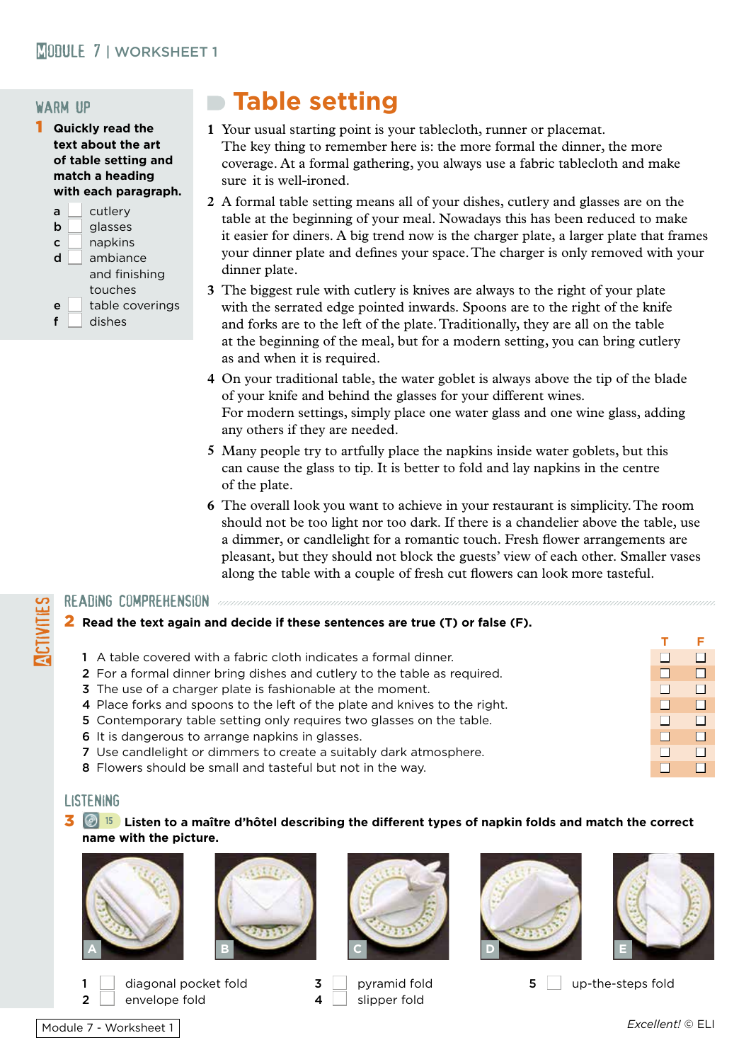## WARM UP

**1 Quickly read the text about the art of table setting and match a heading with each paragraph.**

a ☐ cutlery
b ☐ glasses
c ☐ napkins
d ☐ ambiance and finishing touches
e ☐ table coverings
f ☐ dishes

# Table setting

1 Your usual starting point is your tablecloth, runner or placemat. The key thing to remember here is: the more formal the dinner, the more coverage. At a formal gathering, you always use a fabric tablecloth and make sure it is well-ironed.

2 A formal table setting means all of your dishes, cutlery and glasses are on the table at the beginning of your meal. Nowadays this has been reduced to make it easier for diners. A big trend now is the charger plate, a larger plate that frames your dinner plate and defines your space. The charger is only removed with your dinner plate.

3 The biggest rule with cutlery is knives are always to the right of your plate with the serrated edge pointed inwards. Spoons are to the right of the knife and forks are to the left of the plate. Traditionally, they are all on the table at the beginning of the meal, but for a modern setting, you can bring cutlery as and when it is required.

4 On your traditional table, the water goblet is always above the tip of the blade of your knife and behind the glasses for your different wines. For modern settings, simply place one water glass and one wine glass, adding any others if they are needed.

5 Many people try to artfully place the napkins inside water goblets, but this can cause the glass to tip. It is better to fold and lay napkins in the centre of the plate.

6 The overall look you want to achieve in your restaurant is simplicity. The room should not be too light nor too dark. If there is a chandelier above the table, use a dimmer, or candlelight for a romantic touch. Fresh flower arrangements are pleasant, but they should not block the guests' view of each other. Smaller vases along the table with a couple of fresh cut flowers can look more tasteful.

## ACTIVITIES

### READING COMPREHENSION

**2 Read the text again and decide if these sentences are true (T) or false (F).**

| | | T | F |
|---|---|---|---|
| 1 | A table covered with a fabric cloth indicates a formal dinner. | ☐ | ☐ |
| 2 | For a formal dinner bring dishes and cutlery to the table as required. | ☐ | ☐ |
| 3 | The use of a charger plate is fashionable at the moment. | ☐ | ☐ |
| 4 | Place forks and spoons to the left of the plate and knives to the right. | ☐ | ☐ |
| 5 | Contemporary table setting only requires two glasses on the table. | ☐ | ☐ |
| 6 | It is dangerous to arrange napkins in glasses. | ☐ | ☐ |
| 7 | Use candlelight or dimmers to create a suitably dark atmosphere. | ☐ | ☐ |
| 8 | Flowers should be small and tasteful but not in the way. | ☐ | ☐ |

### LISTENING

**3** (15) **Listen to a maître d'hôtel describing the different types of napkin folds and match the correct name with the picture.**

A B C D E

1 ☐ diagonal pocket fold
2 ☐ envelope fold
3 ☐ pyramid fold
4 ☐ slipper fold
5 ☐ up-the-steps fold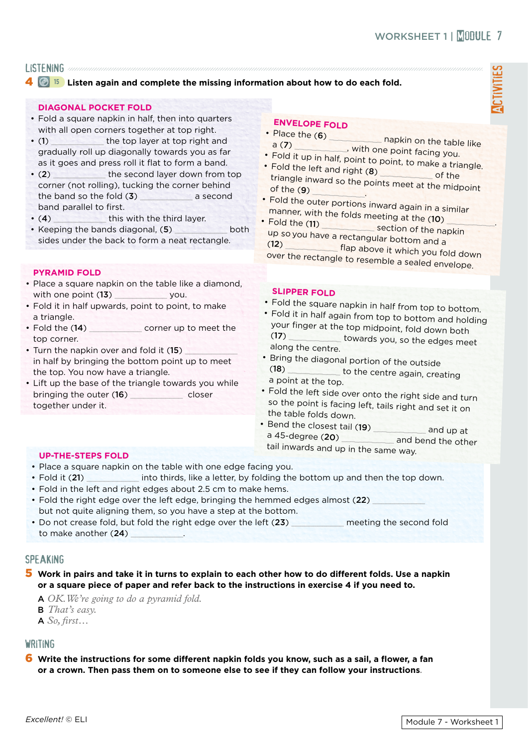## LISTENING

**4** 15 **Listen again and complete the missing information about how to do each fold.**

### DIAGONAL POCKET FOLD

- Fold a square napkin in half, then into quarters with all open corners together at top right.
- (1) ____________ the top layer at top right and gradually roll up diagonally towards you as far as it goes and press roll it flat to form a band.
- (2) ____________ the second layer down from top corner (not rolling), tucking the corner behind the band so the fold (3) ____________ a second band parallel to first.
- (4) ____________ this with the third layer.
- Keeping the bands diagonal, (5) ____________ both sides under the back to form a neat rectangle.

### ENVELOPE FOLD

- Place the (6) ____________ napkin on the table like a (7) ____________, with one point facing you.
- Fold it up in half, point to point, to make a triangle.
- Fold the left and right (8) ____________ of the triangle inward so the points meet at the midpoint of the (9) ____________.
- Fold the outer portions inward again in a similar manner, with the folds meeting at the (10) ____________.
- Fold the (11) ____________ section of the napkin up so you have a rectangular bottom and a (12) ____________ flap above it which you fold down over the rectangle to resemble a sealed envelope.

### PYRAMID FOLD

- Place a square napkin on the table like a diamond, with one point (13) ____________ you.
- Fold it in half upwards, point to point, to make a triangle.
- Fold the (14) ____________ corner up to meet the top corner.
- Turn the napkin over and fold it (15) ____________ in half by bringing the bottom point up to meet the top. You now have a triangle.
- Lift up the base of the triangle towards you while bringing the outer (16) ____________ closer together under it.

### SLIPPER FOLD

- Fold the square napkin in half from top to bottom.
- Fold it in half again from top to bottom and holding your finger at the top midpoint, fold down both (17) ____________ towards you, so the edges meet along the centre.
- Bring the diagonal portion of the outside (18) ____________ to the centre again, creating a point at the top.
- Fold the left side over onto the right side and turn so the point is facing left, tails right and set it on the table folds down.
- Bend the closest tail (19) ____________ and up at a 45-degree (20) ____________ and bend the other tail inwards and up in the same way.

### UP-THE-STEPS FOLD

- Place a square napkin on the table with one edge facing you.
- Fold it (21) ____________ into thirds, like a letter, by folding the bottom up and then the top down.
- Fold in the left and right edges about 2.5 cm to make hems.
- Fold the right edge over the left edge, bringing the hemmed edges almost (22) ____________ but not quite aligning them, so you have a step at the bottom.
- Do not crease fold, but fold the right edge over the left (23) ____________ meeting the second fold to make another (24) ____________.

## SPEAKING

**5** **Work in pairs and take it in turns to explain to each other how to do different folds. Use a napkin or a square piece of paper and refer back to the instructions in exercise 4 if you need to.**

A *OK. We're going to do a pyramid fold.*
B *That's easy.*
A *So, first…*

## WRITING

**6** **Write the instructions for some different napkin folds you know, such as a sail, a flower, a fan or a crown. Then pass them on to someone else to see if they can follow your instructions.**